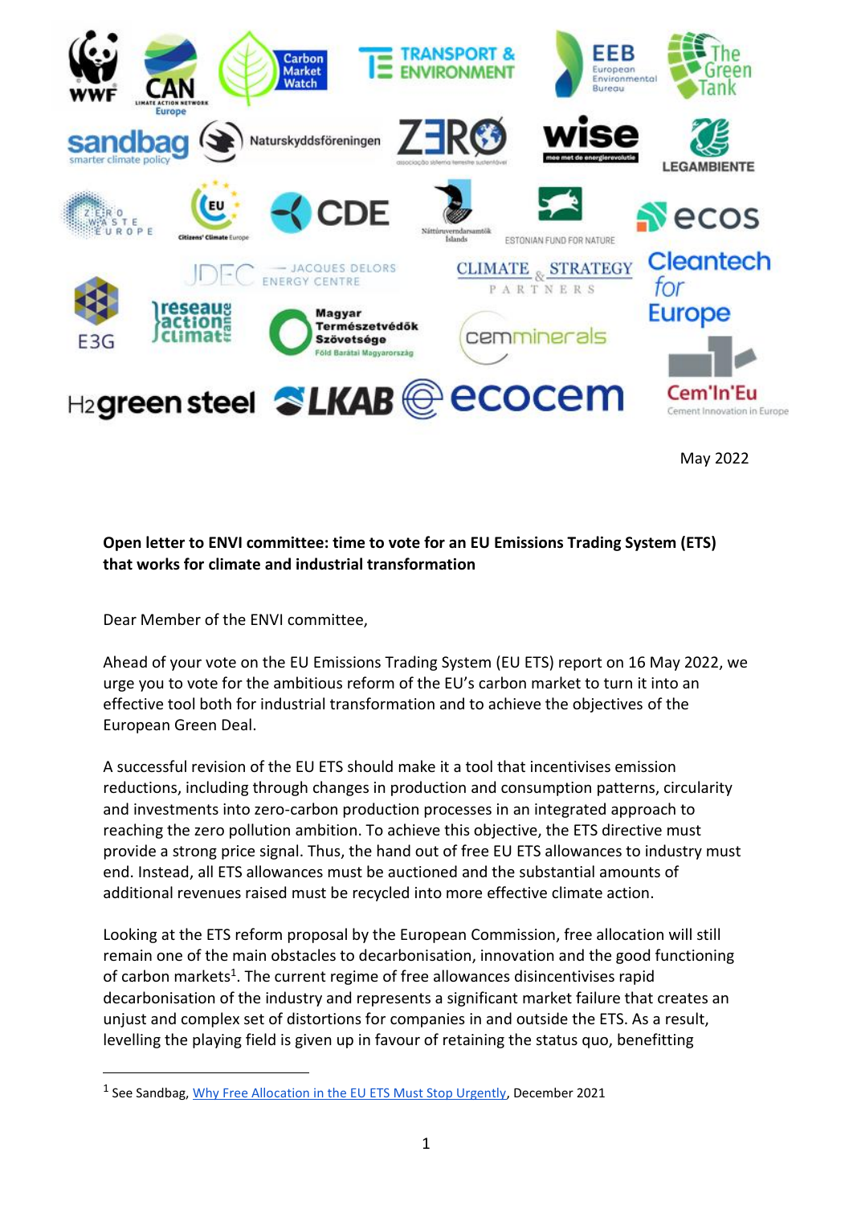May 2022

**Open letter to ENVI committee: time to vote for an EU Emissions Trading System (ETS) that works for climate and industrial transformation**

Dear Member of the ENVI committee,

Ahead of your vote on the EU Emissions Trading System (EU ETS) report on 16 May 2022, we urge you to vote for the ambitious reform of the EU's carbon market to turn it into an effective tool both for industrial transformation and to achieve the objectives of the European Green Deal.

A successful revision of the EU ETS should make it a tool that incentivises emission reductions, including through changes in production and consumption patterns, circularity and investments into zero-carbon production processes in an integrated approach to reaching the zero pollution ambition. To achieve this objective, the ETS directive must provide a strong price signal. Thus, the hand out of free EU ETS allowances to industry must end. Instead, all ETS allowances must be auctioned and the substantial amounts of additional revenues raised must be recycled into more effective climate action.

Looking at the ETS reform proposal by the European Commission, free allocation will still remain one of the main obstacles to decarbonisation, innovation and the good functioning of carbon markets[1]. The current regime of free allowances disincentivises rapid decarbonisation of the industry and represents a significant market failure that creates an unjust and complex set of distortions for companies in and outside the ETS. As a result, levelling the playing field is given up in favour of retaining the status quo, benefitting

---

[1] See Sandbag, Why Free Allocation in the EU ETS Must Stop Urgently, December 2021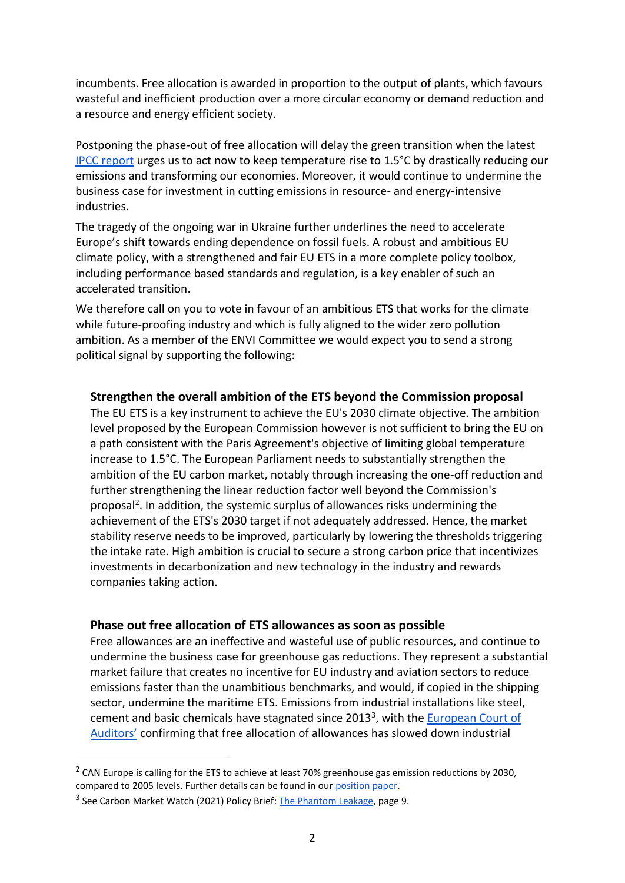incumbents. Free allocation is awarded in proportion to the output of plants, which favours wasteful and inefficient production over a more circular economy or demand reduction and a resource and energy efficient society.

Postponing the phase-out of free allocation will delay the green transition when the latest [IPCC report](#) urges us to act now to keep temperature rise to 1.5°C by drastically reducing our emissions and transforming our economies. Moreover, it would continue to undermine the business case for investment in cutting emissions in resource- and energy-intensive industries.

The tragedy of the ongoing war in Ukraine further underlines the need to accelerate Europe's shift towards ending dependence on fossil fuels. A robust and ambitious EU climate policy, with a strengthened and fair EU ETS in a more complete policy toolbox, including performance based standards and regulation, is a key enabler of such an accelerated transition.

We therefore call on you to vote in favour of an ambitious ETS that works for the climate while future-proofing industry and which is fully aligned to the wider zero pollution ambition. As a member of the ENVI Committee we would expect you to send a strong political signal by supporting the following:

**Strengthen the overall ambition of the ETS beyond the Commission proposal**

The EU ETS is a key instrument to achieve the EU's 2030 climate objective. The ambition level proposed by the European Commission however is not sufficient to bring the EU on a path consistent with the Paris Agreement's objective of limiting global temperature increase to 1.5°C. The European Parliament needs to substantially strengthen the ambition of the EU carbon market, notably through increasing the one-off reduction and further strengthening the linear reduction factor well beyond the Commission's proposal[2]. In addition, the systemic surplus of allowances risks undermining the achievement of the ETS's 2030 target if not adequately addressed. Hence, the market stability reserve needs to be improved, particularly by lowering the thresholds triggering the intake rate. High ambition is crucial to secure a strong carbon price that incentivizes investments in decarbonization and new technology in the industry and rewards companies taking action.

**Phase out free allocation of ETS allowances as soon as possible**

Free allowances are an ineffective and wasteful use of public resources, and continue to undermine the business case for greenhouse gas reductions. They represent a substantial market failure that creates no incentive for EU industry and aviation sectors to reduce emissions faster than the unambitious benchmarks, and would, if copied in the shipping sector, undermine the maritime ETS. Emissions from industrial installations like steel, cement and basic chemicals have stagnated since 2013[3], with the [European Court of Auditors'](#) confirming that free allocation of allowances has slowed down industrial

---

[2] CAN Europe is calling for the ETS to achieve at least 70% greenhouse gas emission reductions by 2030, compared to 2005 levels. Further details can be found in our [position paper](#).

[3] See Carbon Market Watch (2021) Policy Brief: [The Phantom Leakage](#), page 9.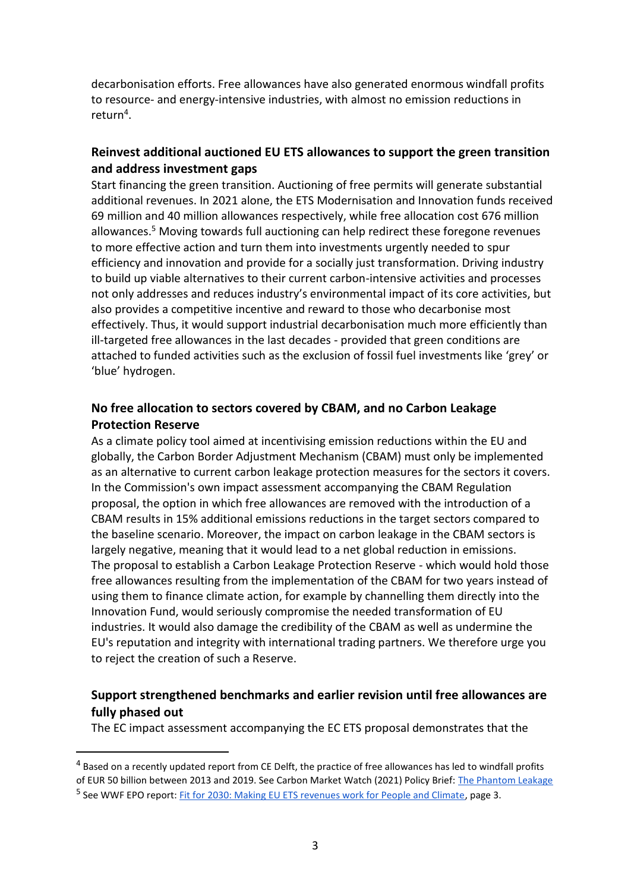decarbonisation efforts. Free allowances have also generated enormous windfall profits to resource- and energy-intensive industries, with almost no emission reductions in return[4].

**Reinvest additional auctioned EU ETS allowances to support the green transition and address investment gaps**

Start financing the green transition. Auctioning of free permits will generate substantial additional revenues. In 2021 alone, the ETS Modernisation and Innovation funds received 69 million and 40 million allowances respectively, while free allocation cost 676 million allowances.[5] Moving towards full auctioning can help redirect these foregone revenues to more effective action and turn them into investments urgently needed to spur efficiency and innovation and provide for a socially just transformation. Driving industry to build up viable alternatives to their current carbon-intensive activities and processes not only addresses and reduces industry's environmental impact of its core activities, but also provides a competitive incentive and reward to those who decarbonise most effectively. Thus, it would support industrial decarbonisation much more efficiently than ill-targeted free allowances in the last decades - provided that green conditions are attached to funded activities such as the exclusion of fossil fuel investments like 'grey' or 'blue' hydrogen.

**No free allocation to sectors covered by CBAM, and no Carbon Leakage Protection Reserve**

As a climate policy tool aimed at incentivising emission reductions within the EU and globally, the Carbon Border Adjustment Mechanism (CBAM) must only be implemented as an alternative to current carbon leakage protection measures for the sectors it covers. In the Commission's own impact assessment accompanying the CBAM Regulation proposal, the option in which free allowances are removed with the introduction of a CBAM results in 15% additional emissions reductions in the target sectors compared to the baseline scenario. Moreover, the impact on carbon leakage in the CBAM sectors is largely negative, meaning that it would lead to a net global reduction in emissions. The proposal to establish a Carbon Leakage Protection Reserve - which would hold those free allowances resulting from the implementation of the CBAM for two years instead of using them to finance climate action, for example by channelling them directly into the Innovation Fund, would seriously compromise the needed transformation of EU industries. It would also damage the credibility of the CBAM as well as undermine the EU's reputation and integrity with international trading partners. We therefore urge you to reject the creation of such a Reserve.

**Support strengthened benchmarks and earlier revision until free allowances are fully phased out**

The EC impact assessment accompanying the EC ETS proposal demonstrates that the

---

[4] Based on a recently updated report from CE Delft, the practice of free allowances has led to windfall profits of EUR 50 billion between 2013 and 2019. See Carbon Market Watch (2021) Policy Brief: [The Phantom Leakage]()

[5] See WWF EPO report: [Fit for 2030: Making EU ETS revenues work for People and Climate](), page 3.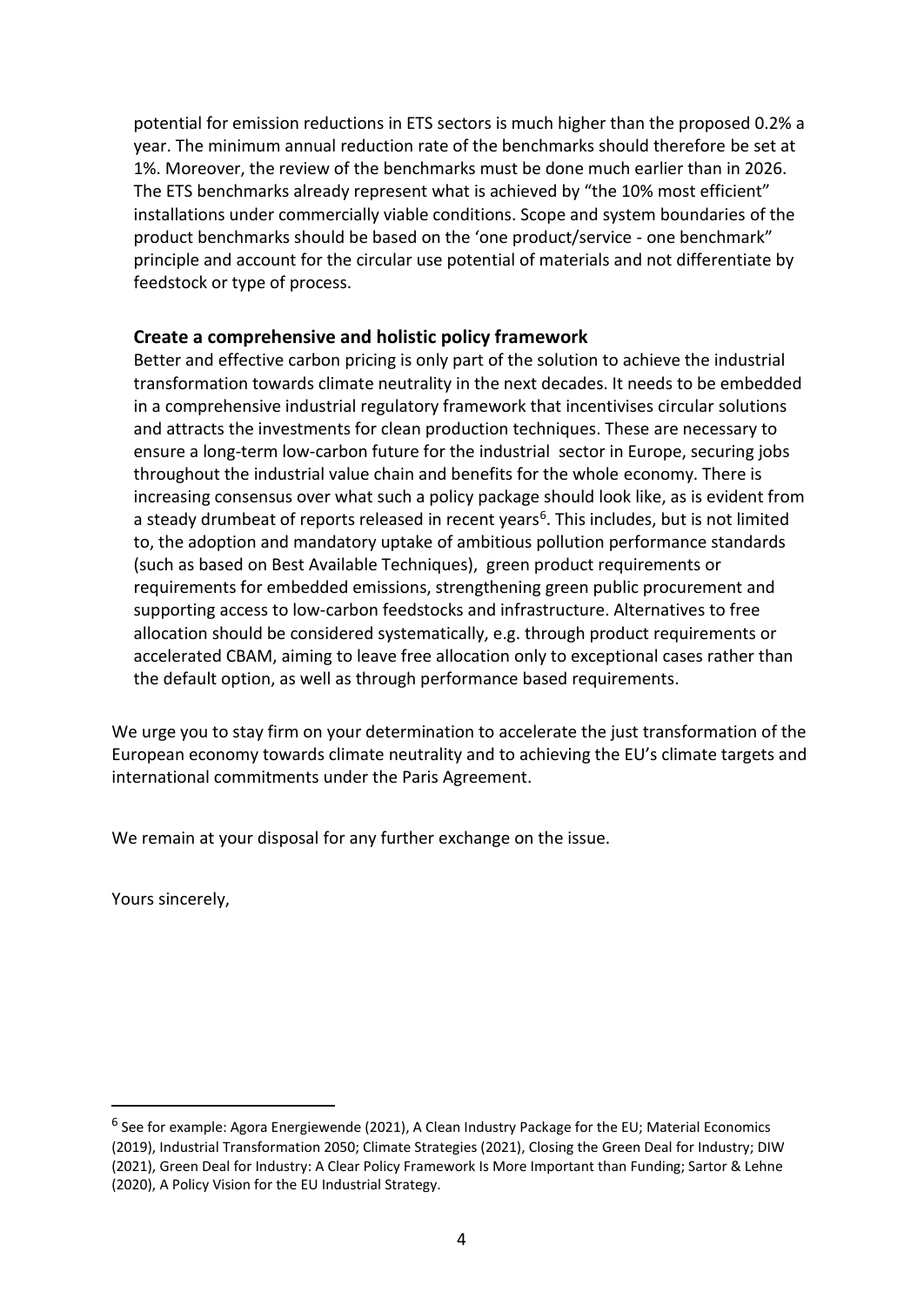potential for emission reductions in ETS sectors is much higher than the proposed 0.2% a year. The minimum annual reduction rate of the benchmarks should therefore be set at 1%. Moreover, the review of the benchmarks must be done much earlier than in 2026. The ETS benchmarks already represent what is achieved by "the 10% most efficient" installations under commercially viable conditions. Scope and system boundaries of the product benchmarks should be based on the 'one product/service - one benchmark" principle and account for the circular use potential of materials and not differentiate by feedstock or type of process.

**Create a comprehensive and holistic policy framework**

Better and effective carbon pricing is only part of the solution to achieve the industrial transformation towards climate neutrality in the next decades. It needs to be embedded in a comprehensive industrial regulatory framework that incentivises circular solutions and attracts the investments for clean production techniques. These are necessary to ensure a long-term low-carbon future for the industrial sector in Europe, securing jobs throughout the industrial value chain and benefits for the whole economy. There is increasing consensus over what such a policy package should look like, as is evident from a steady drumbeat of reports released in recent years[6]. This includes, but is not limited to, the adoption and mandatory uptake of ambitious pollution performance standards (such as based on Best Available Techniques), green product requirements or requirements for embedded emissions, strengthening green public procurement and supporting access to low-carbon feedstocks and infrastructure. Alternatives to free allocation should be considered systematically, e.g. through product requirements or accelerated CBAM, aiming to leave free allocation only to exceptional cases rather than the default option, as well as through performance based requirements.

We urge you to stay firm on your determination to accelerate the just transformation of the European economy towards climate neutrality and to achieving the EU's climate targets and international commitments under the Paris Agreement.

We remain at your disposal for any further exchange on the issue.

Yours sincerely,

---

[6] See for example: Agora Energiewende (2021), A Clean Industry Package for the EU; Material Economics (2019), Industrial Transformation 2050; Climate Strategies (2021), Closing the Green Deal for Industry; DIW (2021), Green Deal for Industry: A Clear Policy Framework Is More Important than Funding; Sartor & Lehne (2020), A Policy Vision for the EU Industrial Strategy.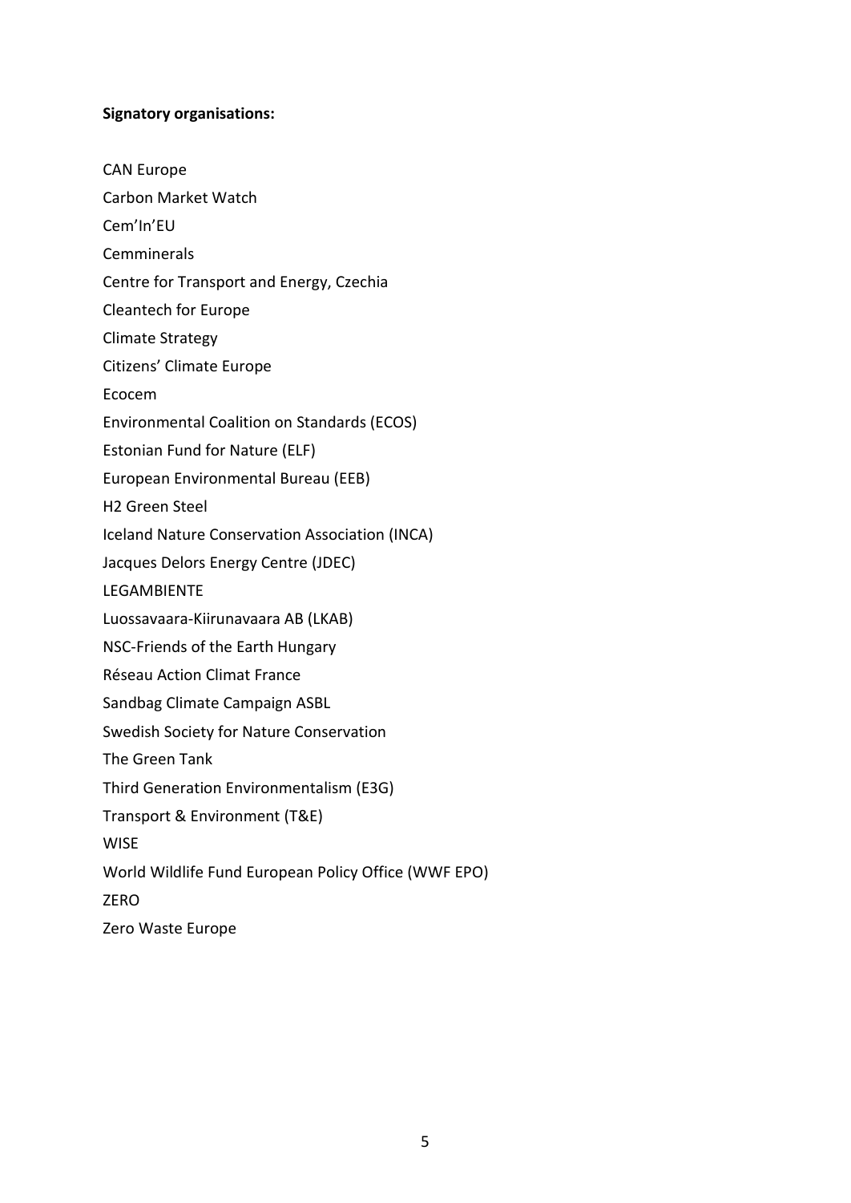**Signatory organisations:**

CAN Europe

Carbon Market Watch

Cem'In'EU

Cemminerals

Centre for Transport and Energy, Czechia

Cleantech for Europe

Climate Strategy

Citizens' Climate Europe

Ecocem

Environmental Coalition on Standards (ECOS)

Estonian Fund for Nature (ELF)

European Environmental Bureau (EEB)

H2 Green Steel

Iceland Nature Conservation Association (INCA)

Jacques Delors Energy Centre (JDEC)

LEGAMBIENTE

Luossavaara-Kiirunavaara AB (LKAB)

NSC-Friends of the Earth Hungary

Réseau Action Climat France

Sandbag Climate Campaign ASBL

Swedish Society for Nature Conservation

The Green Tank

Third Generation Environmentalism (E3G)

Transport & Environment (T&E)

WISE

World Wildlife Fund European Policy Office (WWF EPO)

ZERO

Zero Waste Europe